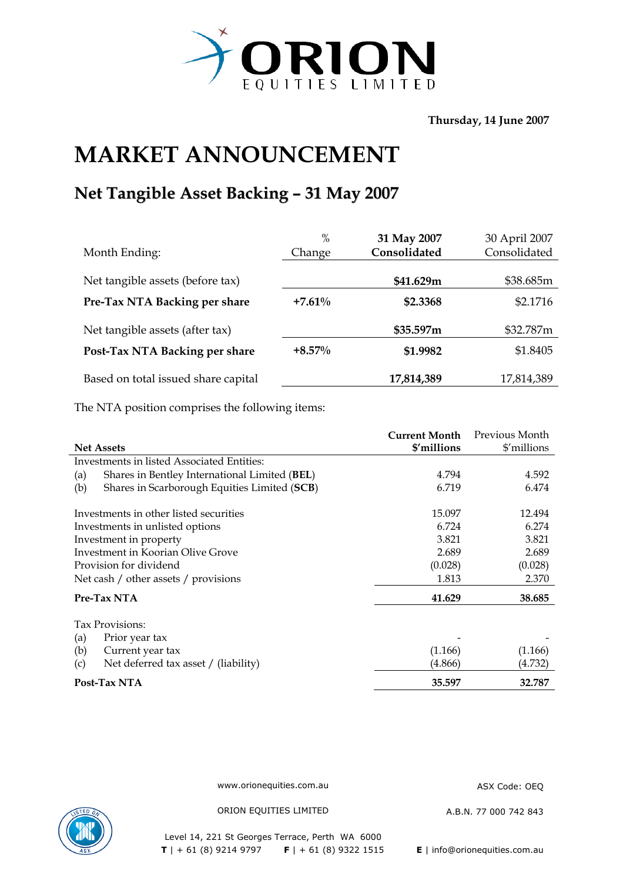Thursday, 14 June 2007

# MARKET ANNOUNCEMENT

## Net Tangible Asset Backing – 31 May 2007

| Month Ending: | % Change | 31 May 2007 Consolidated | 30 April 2007 Consolidated |
|---|---|---|---|
| Net tangible assets (before tax) | | **$41.629m** | $38.685m |
| **Pre-Tax NTA Backing per share** | **+7.61%** | **$2.3368** | $2.1716 |
| Net tangible assets (after tax) | | **$35.597m** | $32.787m |
| **Post-Tax NTA Backing per share** | **+8.57%** | **$1.9982** | $1.8405 |
| Based on total issued share capital | | **17,814,389** | 17,814,389 |

The NTA position comprises the following items:

| **Net Assets** | **Current Month $'millions** | Previous Month $'millions |
|---|---|---|
| Investments in listed Associated Entities: | | |
| (a) Shares in Bentley International Limited (**BEL**) | 4.794 | 4.592 |
| (b) Shares in Scarborough Equities Limited (**SCB**) | 6.719 | 6.474 |
| Investments in other listed securities | 15.097 | 12.494 |
| Investments in unlisted options | 6.724 | 6.274 |
| Investment in property | 3.821 | 3.821 |
| Investment in Koorian Olive Grove | 2.689 | 2.689 |
| Provision for dividend | (0.028) | (0.028) |
| Net cash / other assets / provisions | 1.813 | 2.370 |
| **Pre-Tax NTA** | **41.629** | **38.685** |
| Tax Provisions: | | |
| (a) Prior year tax | - | - |
| (b) Current year tax | (1.166) | (1.166) |
| (c) Net deferred tax asset / (liability) | (4.866) | (4.732) |
| **Post-Tax NTA** | **35.597** | **32.787** |

www.orionequities.com.au ASX Code: OEQ

ORION EQUITIES LIMITED A.B.N. 77 000 742 843

Level 14, 221 St Georges Terrace, Perth WA 6000

**T** | + 61 (8) 9214 9797 **F** | + 61 (8) 9322 1515 **E** | info@orionequities.com.au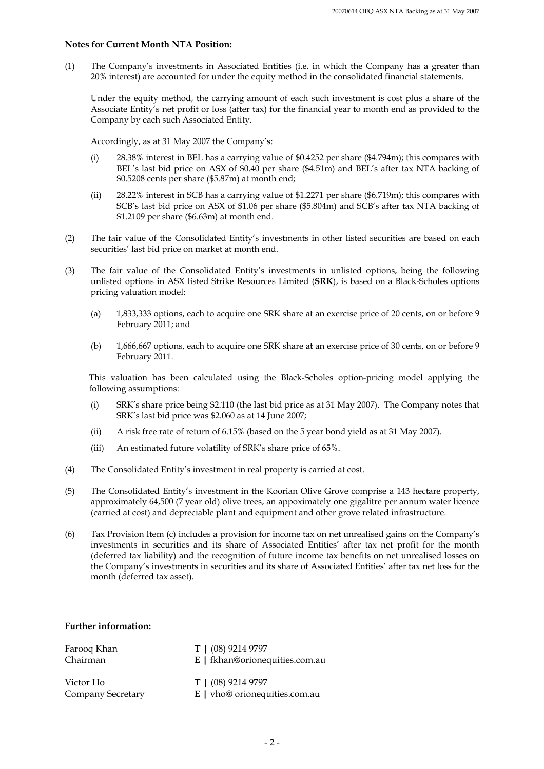**Notes for Current Month NTA Position:**

(1) The Company's investments in Associated Entities (i.e. in which the Company has a greater than 20% interest) are accounted for under the equity method in the consolidated financial statements.

Under the equity method, the carrying amount of each such investment is cost plus a share of the Associate Entity's net profit or loss (after tax) for the financial year to month end as provided to the Company by each such Associated Entity.

Accordingly, as at 31 May 2007 the Company's:

(i) 28.38% interest in BEL has a carrying value of $0.4252 per share ($4.794m); this compares with BEL's last bid price on ASX of $0.40 per share ($4.51m) and BEL's after tax NTA backing of $0.5208 cents per share ($5.87m) at month end;

(ii) 28.22% interest in SCB has a carrying value of $1.2271 per share ($6.719m); this compares with SCB's last bid price on ASX of $1.06 per share ($5.804m) and SCB's after tax NTA backing of $1.2109 per share ($6.63m) at month end.

(2) The fair value of the Consolidated Entity's investments in other listed securities are based on each securities' last bid price on market at month end.

(3) The fair value of the Consolidated Entity's investments in unlisted options, being the following unlisted options in ASX listed Strike Resources Limited (**SRK**), is based on a Black-Scholes options pricing valuation model:

(a) 1,833,333 options, each to acquire one SRK share at an exercise price of 20 cents, on or before 9 February 2011; and

(b) 1,666,667 options, each to acquire one SRK share at an exercise price of 30 cents, on or before 9 February 2011.

This valuation has been calculated using the Black-Scholes option-pricing model applying the following assumptions:

(i) SRK's share price being $2.110 (the last bid price as at 31 May 2007). The Company notes that SRK's last bid price was $2.060 as at 14 June 2007;

(ii) A risk free rate of return of 6.15% (based on the 5 year bond yield as at 31 May 2007).

(iii) An estimated future volatility of SRK's share price of 65%.

(4) The Consolidated Entity's investment in real property is carried at cost.

(5) The Consolidated Entity's investment in the Koorian Olive Grove comprise a 143 hectare property, approximately 64,500 (7 year old) olive trees, an appoximately one gigalitre per annum water licence (carried at cost) and depreciable plant and equipment and other grove related infrastructure.

(6) Tax Provision Item (c) includes a provision for income tax on net unrealised gains on the Company's investments in securities and its share of Associated Entities' after tax net profit for the month (deferred tax liability) and the recognition of future income tax benefits on net unrealised losses on the Company's investments in securities and its share of Associated Entities' after tax net loss for the month (deferred tax asset).

---

**Further information:**

Farooq Khan
Chairman
**T |** (08) 9214 9797
**E |** fkhan@orionequities.com.au

Victor Ho
Company Secretary
**T |** (08) 9214 9797
**E |** vho@ orionequities.com.au